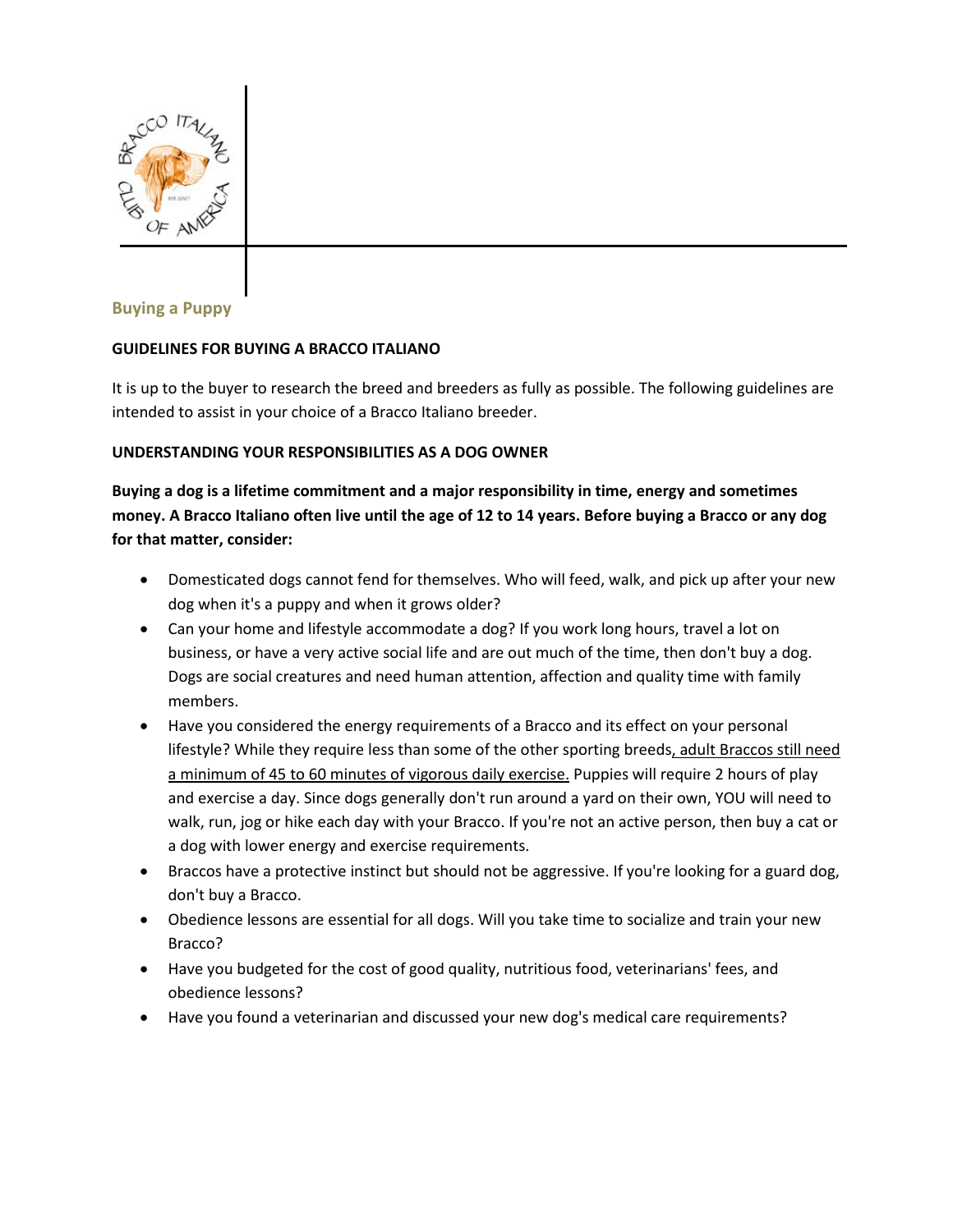## Buying a Puppy

**GUIDELINES FOR BUYING A BRACCO ITALIANO**

It is up to the buyer to research the breed and breeders as fully as possible. The following guidelines are intended to assist in your choice of a Bracco Italiano breeder.

**UNDERSTANDING YOUR RESPONSIBILITIES AS A DOG OWNER**

**Buying a dog is a lifetime commitment and a major responsibility in time, energy and sometimes money. A Bracco Italiano often live until the age of 12 to 14 years. Before buying a Bracco or any dog for that matter, consider:**

- Domesticated dogs cannot fend for themselves. Who will feed, walk, and pick up after your new dog when it's a puppy and when it grows older?
- Can your home and lifestyle accommodate a dog? If you work long hours, travel a lot on business, or have a very active social life and are out much of the time, then don't buy a dog. Dogs are social creatures and need human attention, affection and quality time with family members.
- Have you considered the energy requirements of a Bracco and its effect on your personal lifestyle? While they require less than some of the other sporting breeds, adult Braccos still need a minimum of 45 to 60 minutes of vigorous daily exercise. Puppies will require 2 hours of play and exercise a day. Since dogs generally don't run around a yard on their own, YOU will need to walk, run, jog or hike each day with your Bracco. If you're not an active person, then buy a cat or a dog with lower energy and exercise requirements.
- Braccos have a protective instinct but should not be aggressive. If you're looking for a guard dog, don't buy a Bracco.
- Obedience lessons are essential for all dogs. Will you take time to socialize and train your new Bracco?
- Have you budgeted for the cost of good quality, nutritious food, veterinarians' fees, and obedience lessons?
- Have you found a veterinarian and discussed your new dog's medical care requirements?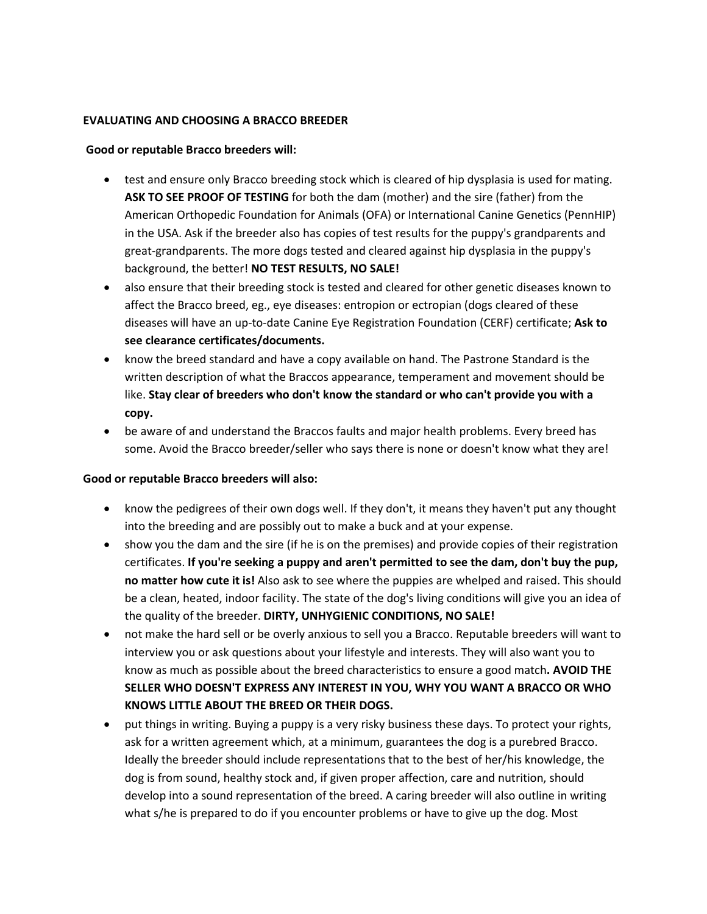**EVALUATING AND CHOOSING A BRACCO BREEDER**

**Good or reputable Bracco breeders will:**

- test and ensure only Bracco breeding stock which is cleared of hip dysplasia is used for mating. **ASK TO SEE PROOF OF TESTING** for both the dam (mother) and the sire (father) from the American Orthopedic Foundation for Animals (OFA) or International Canine Genetics (PennHIP) in the USA. Ask if the breeder also has copies of test results for the puppy's grandparents and great-grandparents. The more dogs tested and cleared against hip dysplasia in the puppy's background, the better! **NO TEST RESULTS, NO SALE!**
- also ensure that their breeding stock is tested and cleared for other genetic diseases known to affect the Bracco breed, eg., eye diseases: entropion or ectropian (dogs cleared of these diseases will have an up-to-date Canine Eye Registration Foundation (CERF) certificate; **Ask to see clearance certificates/documents.**
- know the breed standard and have a copy available on hand. The Pastrone Standard is the written description of what the Braccos appearance, temperament and movement should be like. **Stay clear of breeders who don't know the standard or who can't provide you with a copy.**
- be aware of and understand the Braccos faults and major health problems. Every breed has some. Avoid the Bracco breeder/seller who says there is none or doesn't know what they are!

**Good or reputable Bracco breeders will also:**

- know the pedigrees of their own dogs well. If they don't, it means they haven't put any thought into the breeding and are possibly out to make a buck and at your expense.
- show you the dam and the sire (if he is on the premises) and provide copies of their registration certificates. **If you're seeking a puppy and aren't permitted to see the dam, don't buy the pup, no matter how cute it is!** Also ask to see where the puppies are whelped and raised. This should be a clean, heated, indoor facility. The state of the dog's living conditions will give you an idea of the quality of the breeder. **DIRTY, UNHYGIENIC CONDITIONS, NO SALE!**
- not make the hard sell or be overly anxious to sell you a Bracco. Reputable breeders will want to interview you or ask questions about your lifestyle and interests. They will also want you to know as much as possible about the breed characteristics to ensure a good match**. AVOID THE SELLER WHO DOESN'T EXPRESS ANY INTEREST IN YOU, WHY YOU WANT A BRACCO OR WHO KNOWS LITTLE ABOUT THE BREED OR THEIR DOGS.**
- put things in writing. Buying a puppy is a very risky business these days. To protect your rights, ask for a written agreement which, at a minimum, guarantees the dog is a purebred Bracco. Ideally the breeder should include representations that to the best of her/his knowledge, the dog is from sound, healthy stock and, if given proper affection, care and nutrition, should develop into a sound representation of the breed. A caring breeder will also outline in writing what s/he is prepared to do if you encounter problems or have to give up the dog. Most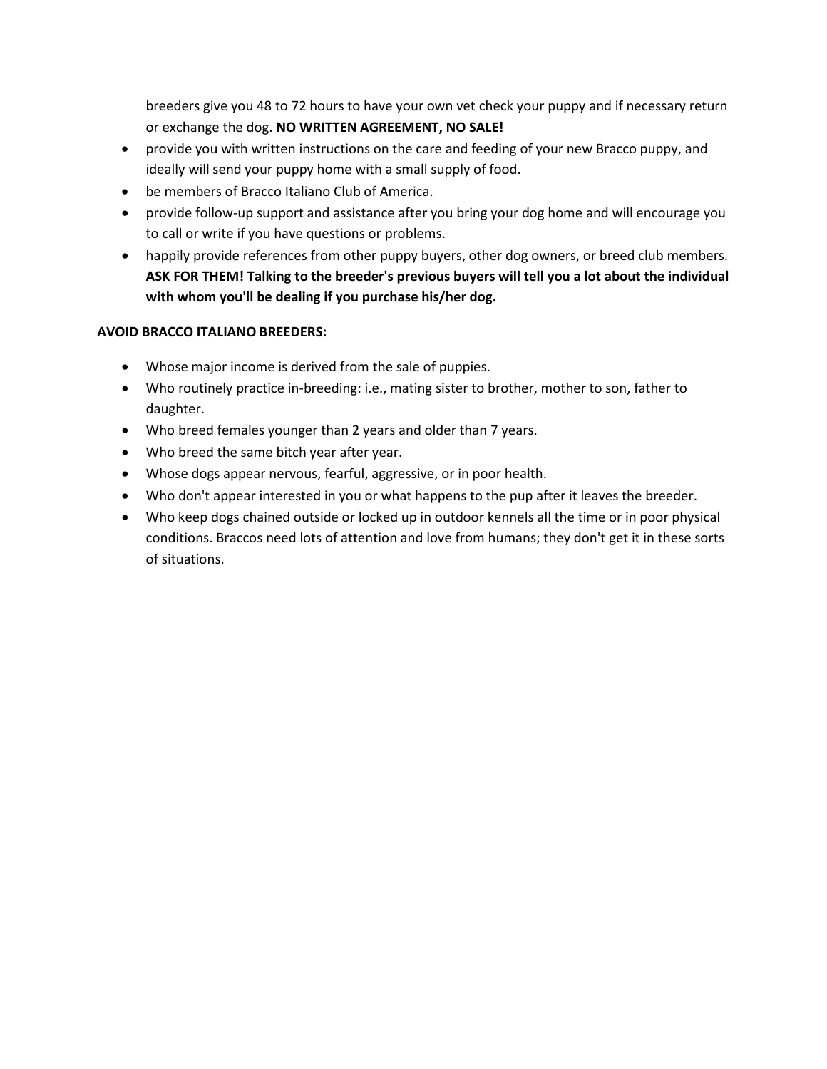breeders give you 48 to 72 hours to have your own vet check your puppy and if necessary return or exchange the dog. **NO WRITTEN AGREEMENT, NO SALE!**

- provide you with written instructions on the care and feeding of your new Bracco puppy, and ideally will send your puppy home with a small supply of food.
- be members of Bracco Italiano Club of America.
- provide follow-up support and assistance after you bring your dog home and will encourage you to call or write if you have questions or problems.
- happily provide references from other puppy buyers, other dog owners, or breed club members. **ASK FOR THEM! Talking to the breeder's previous buyers will tell you a lot about the individual with whom you'll be dealing if you purchase his/her dog.**

**AVOID BRACCO ITALIANO BREEDERS:**

- Whose major income is derived from the sale of puppies.
- Who routinely practice in-breeding: i.e., mating sister to brother, mother to son, father to daughter.
- Who breed females younger than 2 years and older than 7 years.
- Who breed the same bitch year after year.
- Whose dogs appear nervous, fearful, aggressive, or in poor health.
- Who don't appear interested in you or what happens to the pup after it leaves the breeder.
- Who keep dogs chained outside or locked up in outdoor kennels all the time or in poor physical conditions. Braccos need lots of attention and love from humans; they don't get it in these sorts of situations.